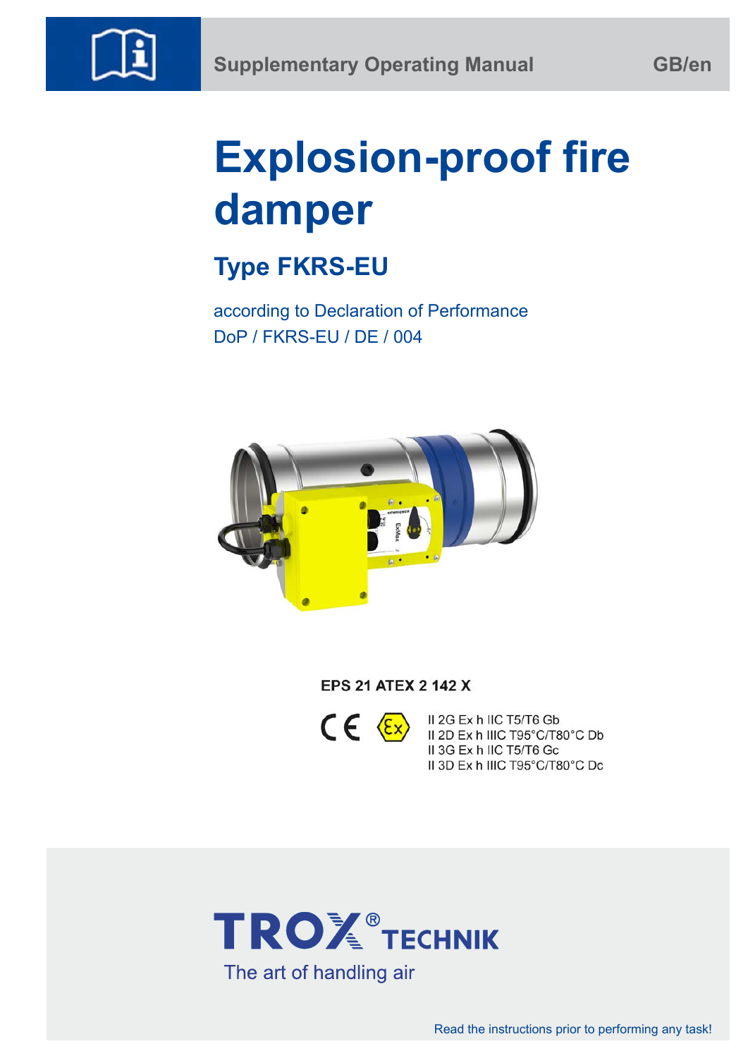Supplementary Operating Manual GB/en

# Explosion-proof fire damper

## Type FKRS-EU

according to Declaration of Performance
DoP / FKRS-EU / DE / 004

**EPS 21 ATEX 2 142 X**

II 2G Ex h IIC T5/T6 Gb
II 2D Ex h IIIC T95°C/T80°C Db
II 3G Ex h IIC T5/T6 Gc
II 3D Ex h IIIC T95°C/T80°C Dc

TROX® TECHNIK
The art of handling air

Read the instructions prior to performing any task!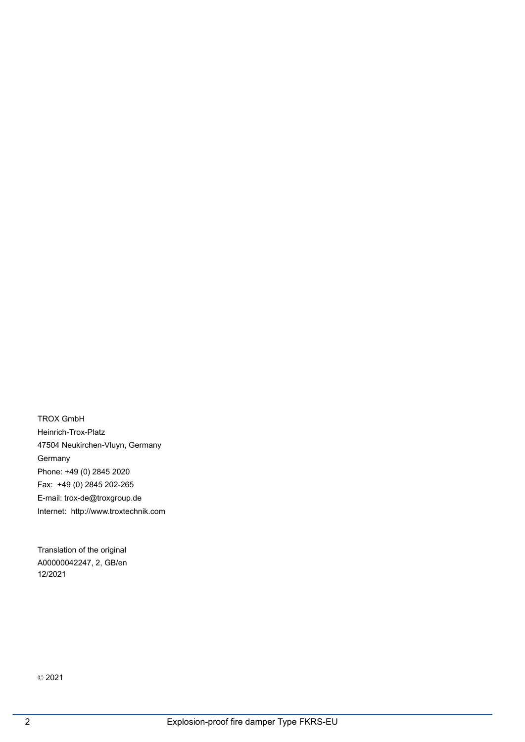TROX GmbH

Heinrich-Trox-Platz

47504 Neukirchen-Vluyn, Germany

Germany

Phone: +49 (0) 2845 2020

Fax: +49 (0) 2845 202-265

E-mail: trox-de@troxgroup.de

Internet: http://www.troxtechnik.com

Translation of the original

A00000042247, 2, GB/en

12/2021

© 2021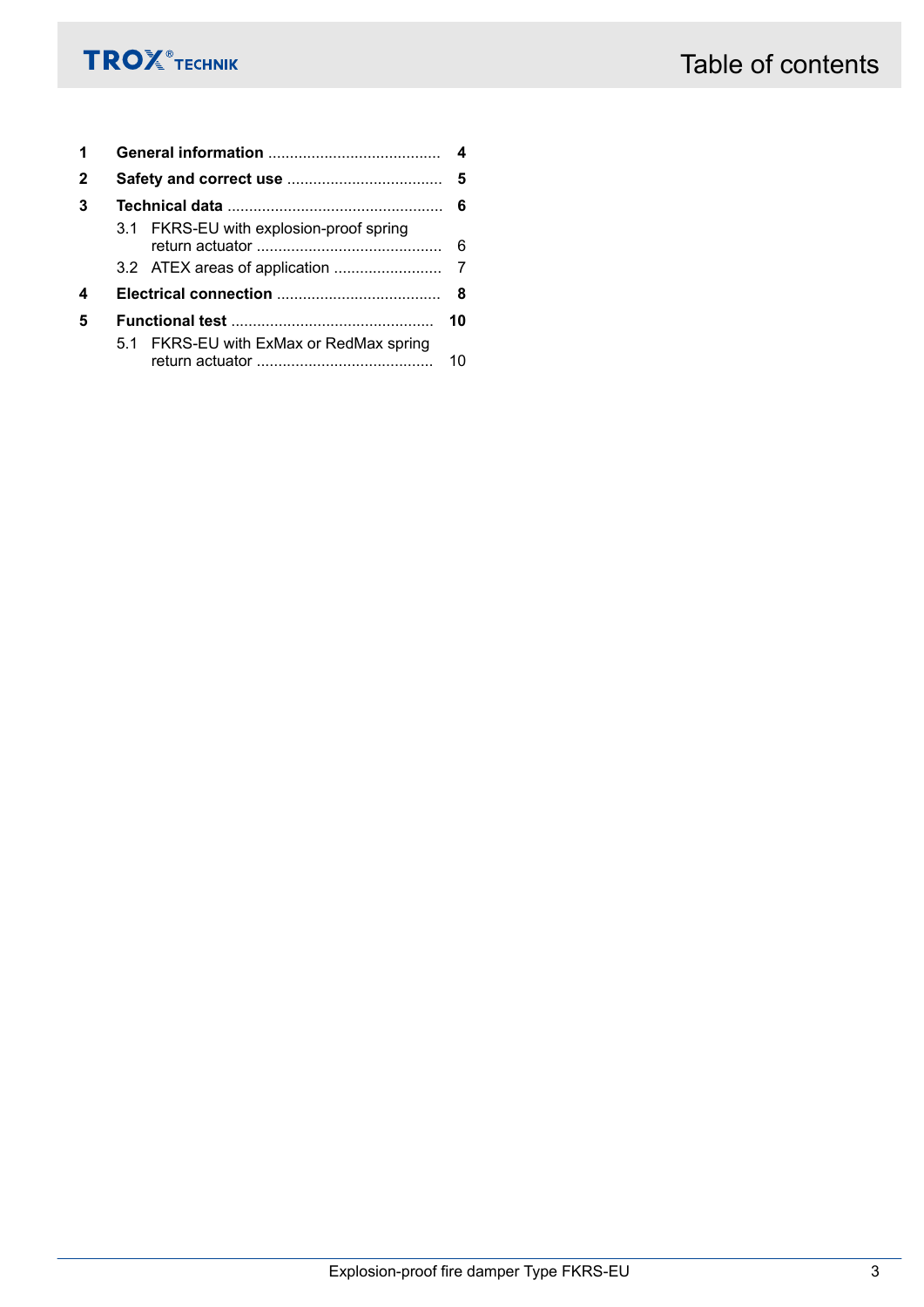# Table of contents

**1 General information** ........................................ **4**

**2 Safety and correct use** .................................... **5**

**3 Technical data** ................................................. **6**

3.1 FKRS-EU with explosion-proof spring return actuator ........................................... 6

3.2 ATEX areas of application ......................... 7

**4 Electrical connection** ...................................... **8**

**5 Functional test** ............................................... **10**

5.1 FKRS-EU with ExMax or RedMax spring return actuator ......................................... 10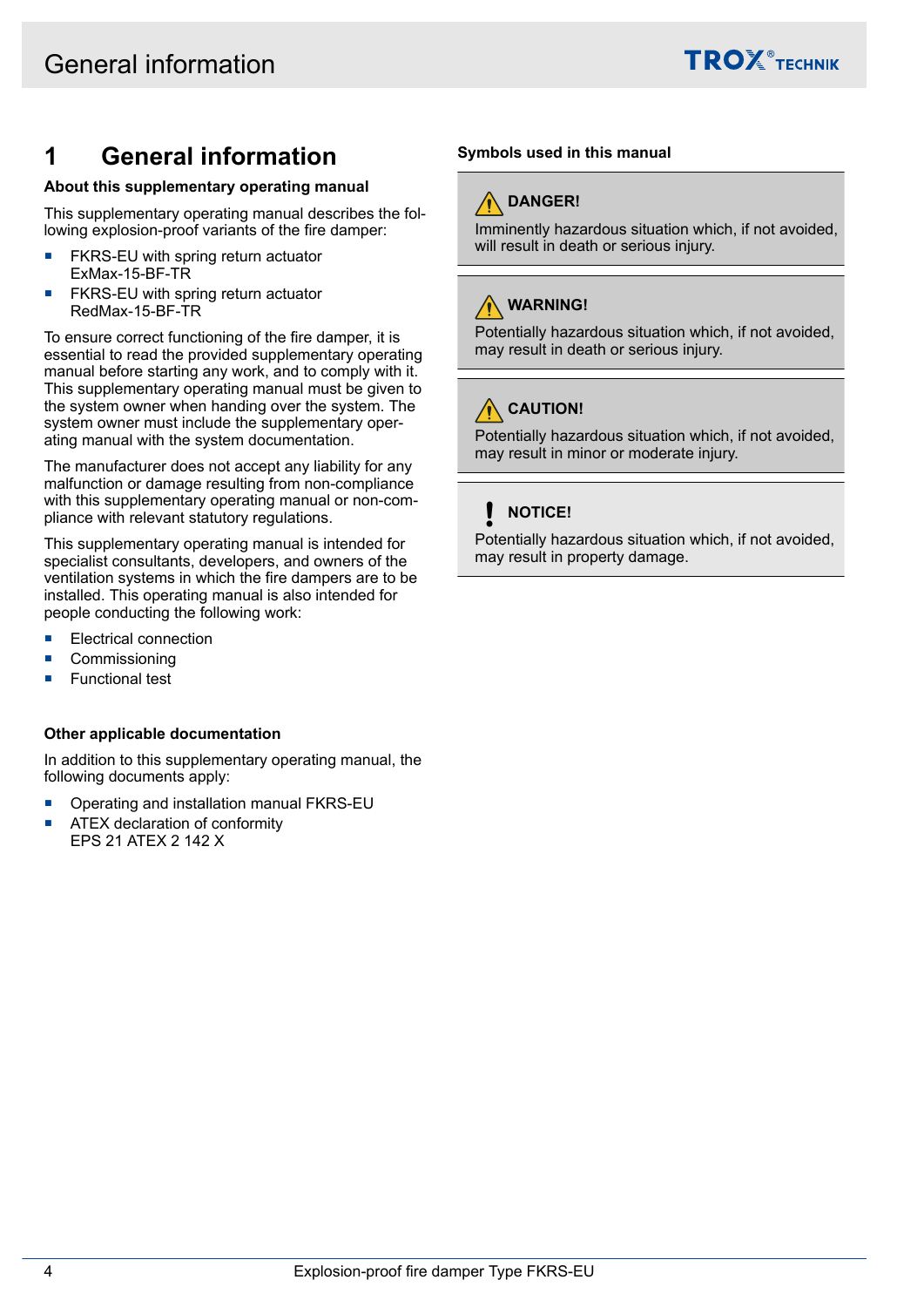# 1 General information

**About this supplementary operating manual**

This supplementary operating manual describes the following explosion-proof variants of the fire damper:

- FKRS-EU with spring return actuator ExMax-15-BF-TR
- FKRS-EU with spring return actuator RedMax-15-BF-TR

To ensure correct functioning of the fire damper, it is essential to read the provided supplementary operating manual before starting any work, and to comply with it. This supplementary operating manual must be given to the system owner when handing over the system. The system owner must include the supplementary operating manual with the system documentation.

The manufacturer does not accept any liability for any malfunction or damage resulting from non-compliance with this supplementary operating manual or non-compliance with relevant statutory regulations.

This supplementary operating manual is intended for specialist consultants, developers, and owners of the ventilation systems in which the fire dampers are to be installed. This operating manual is also intended for people conducting the following work:

- Electrical connection
- Commissioning
- Functional test

**Other applicable documentation**

In addition to this supplementary operating manual, the following documents apply:

- Operating and installation manual FKRS-EU
- ATEX declaration of conformity EPS 21 ATEX 2 142 X

**Symbols used in this manual**

**DANGER!**

Imminently hazardous situation which, if not avoided, will result in death or serious injury.

**WARNING!**

Potentially hazardous situation which, if not avoided, may result in death or serious injury.

**CAUTION!**

Potentially hazardous situation which, if not avoided, may result in minor or moderate injury.

**NOTICE!**

Potentially hazardous situation which, if not avoided, may result in property damage.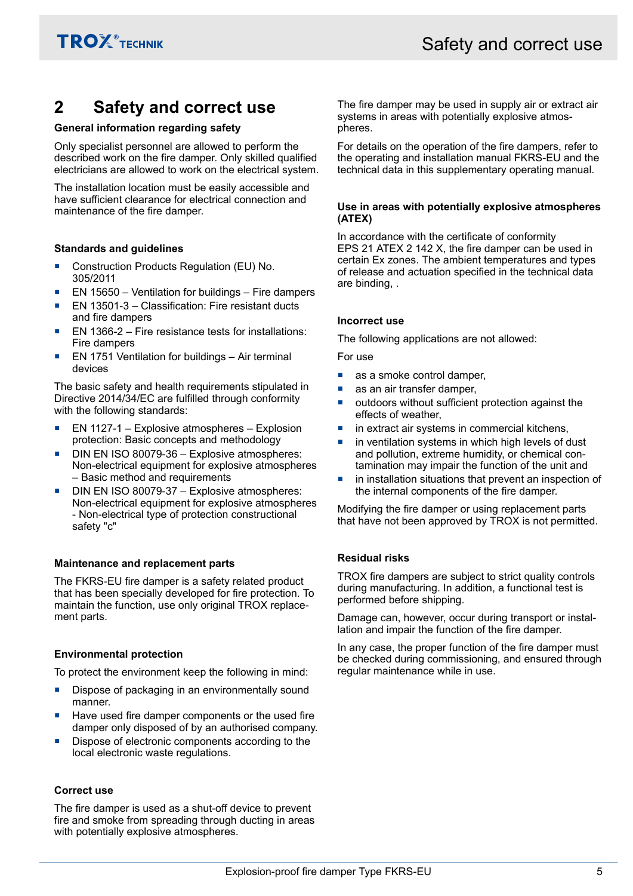# 2 Safety and correct use

**General information regarding safety**

Only specialist personnel are allowed to perform the described work on the fire damper. Only skilled qualified electricians are allowed to work on the electrical system.

The installation location must be easily accessible and have sufficient clearance for electrical connection and maintenance of the fire damper.

**Standards and guidelines**

- Construction Products Regulation (EU) No. 305/2011
- EN 15650 – Ventilation for buildings – Fire dampers
- EN 13501-3 – Classification: Fire resistant ducts and fire dampers
- EN 1366-2 – Fire resistance tests for installations: Fire dampers
- EN 1751 Ventilation for buildings – Air terminal devices

The basic safety and health requirements stipulated in Directive 2014/34/EC are fulfilled through conformity with the following standards:

- EN 1127-1 – Explosive atmospheres – Explosion protection: Basic concepts and methodology
- DIN EN ISO 80079-36 – Explosive atmospheres: Non-electrical equipment for explosive atmospheres – Basic method and requirements
- DIN EN ISO 80079-37 – Explosive atmospheres: Non-electrical equipment for explosive atmospheres - Non-electrical type of protection constructional safety "c"

**Maintenance and replacement parts**

The FKRS-EU fire damper is a safety related product that has been specially developed for fire protection. To maintain the function, use only original TROX replacement parts.

**Environmental protection**

To protect the environment keep the following in mind:

- Dispose of packaging in an environmentally sound manner.
- Have used fire damper components or the used fire damper only disposed of by an authorised company.
- Dispose of electronic components according to the local electronic waste regulations.

**Correct use**

The fire damper is used as a shut-off device to prevent fire and smoke from spreading through ducting in areas with potentially explosive atmospheres.

The fire damper may be used in supply air or extract air systems in areas with potentially explosive atmospheres.

For details on the operation of the fire dampers, refer to the operating and installation manual FKRS-EU and the technical data in this supplementary operating manual.

**Use in areas with potentially explosive atmospheres (ATEX)**

In accordance with the certificate of conformity EPS 21 ATEX 2 142 X, the fire damper can be used in certain Ex zones. The ambient temperatures and types of release and actuation specified in the technical data are binding, .

**Incorrect use**

The following applications are not allowed:

For use

- as a smoke control damper,
- as an air transfer damper,
- outdoors without sufficient protection against the effects of weather,
- in extract air systems in commercial kitchens,
- in ventilation systems in which high levels of dust and pollution, extreme humidity, or chemical contamination may impair the function of the unit and
- in installation situations that prevent an inspection of the internal components of the fire damper.

Modifying the fire damper or using replacement parts that have not been approved by TROX is not permitted.

**Residual risks**

TROX fire dampers are subject to strict quality controls during manufacturing. In addition, a functional test is performed before shipping.

Damage can, however, occur during transport or installation and impair the function of the fire damper.

In any case, the proper function of the fire damper must be checked during commissioning, and ensured through regular maintenance while in use.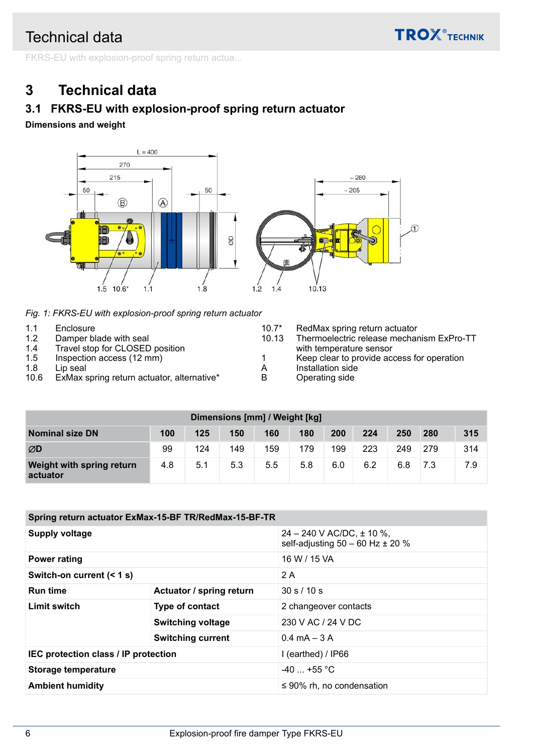# 3 Technical data

## 3.1 FKRS-EU with explosion-proof spring return actuator

**Dimensions and weight**

*Fig. 1: FKRS-EU with explosion-proof spring return actuator*

1.1 Enclosure
1.2 Damper blade with seal
1.4 Travel stop for CLOSED position
1.5 Inspection access (12 mm)
1.8 Lip seal
10.6 ExMax spring return actuator, alternative*
10.7* RedMax spring return actuator
10.13 Thermoelectric release mechanism ExPro-TT with temperature sensor
1 Keep clear to provide access for operation
A Installation side
B Operating side

| Dimensions [mm] / Weight [kg] | | | | | | | | | | |
|---|---|---|---|---|---|---|---|---|---|---|
| **Nominal size DN** | **100** | **125** | **150** | **160** | **180** | **200** | **224** | **250** | **280** | **315** |
| **ØD** | 99 | 124 | 149 | 159 | 179 | 199 | 223 | 249 | 279 | 314 |
| **Weight with spring return actuator** | 4.8 | 5.1 | 5.3 | 5.5 | 5.8 | 6.0 | 6.2 | 6.8 | 7.3 | 7.9 |

| Spring return actuator ExMax-15-BF TR/RedMax-15-BF-TR | | |
|---|---|---|
| **Supply voltage** | | 24 – 240 V AC/DC, ± 10 %, self-adjusting 50 – 60 Hz ± 20 % |
| **Power rating** | | 16 W / 15 VA |
| **Switch-on current (< 1 s)** | | 2 A |
| **Run time** | **Actuator / spring return** | 30 s / 10 s |
| **Limit switch** | **Type of contact** | 2 changeover contacts |
| | **Switching voltage** | 230 V AC / 24 V DC |
| | **Switching current** | 0.4 mA – 3 A |
| **IEC protection class / IP protection** | | I (earthed) / IP66 |
| **Storage temperature** | | -40 ... +55 °C |
| **Ambient humidity** | | ≤ 90% rh, no condensation |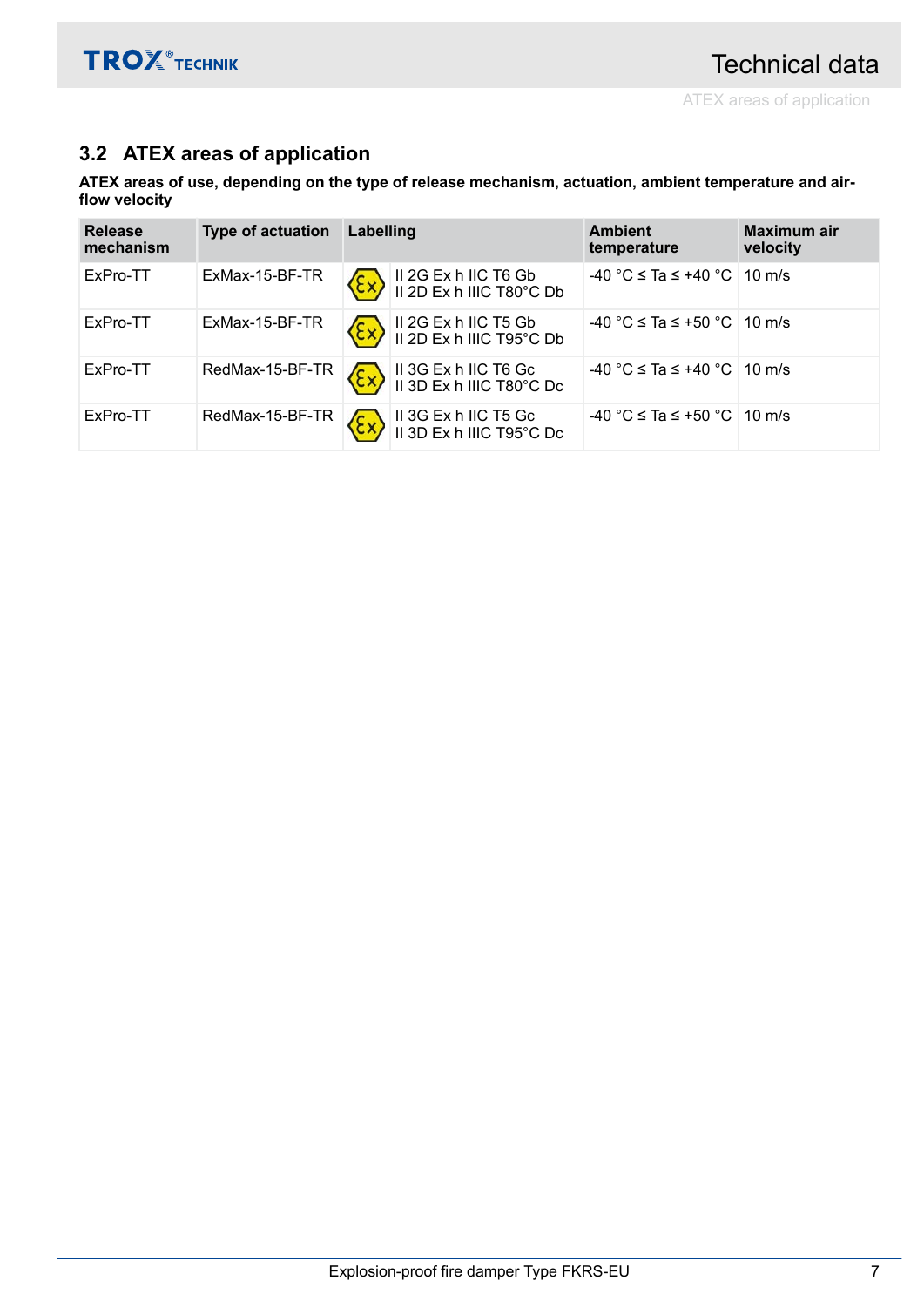## 3.2 ATEX areas of application

**ATEX areas of use, depending on the type of release mechanism, actuation, ambient temperature and airflow velocity**

| Release mechanism | Type of actuation | Labelling | | Ambient temperature | Maximum air velocity |
|---|---|---|---|---|---|
| ExPro-TT | ExMax-15-BF-TR | Ex | II 2G Ex h IIC T6 Gb<br>II 2D Ex h IIIC T80°C Db | -40 °C ≤ Ta ≤ +40 °C | 10 m/s |
| ExPro-TT | ExMax-15-BF-TR | Ex | II 2G Ex h IIC T5 Gb<br>II 2D Ex h IIIC T95°C Db | -40 °C ≤ Ta ≤ +50 °C | 10 m/s |
| ExPro-TT | RedMax-15-BF-TR | Ex | II 3G Ex h IIC T6 Gc<br>II 3D Ex h IIIC T80°C Dc | -40 °C ≤ Ta ≤ +40 °C | 10 m/s |
| ExPro-TT | RedMax-15-BF-TR | Ex | II 3G Ex h IIC T5 Gc<br>II 3D Ex h IIIC T95°C Dc | -40 °C ≤ Ta ≤ +50 °C | 10 m/s |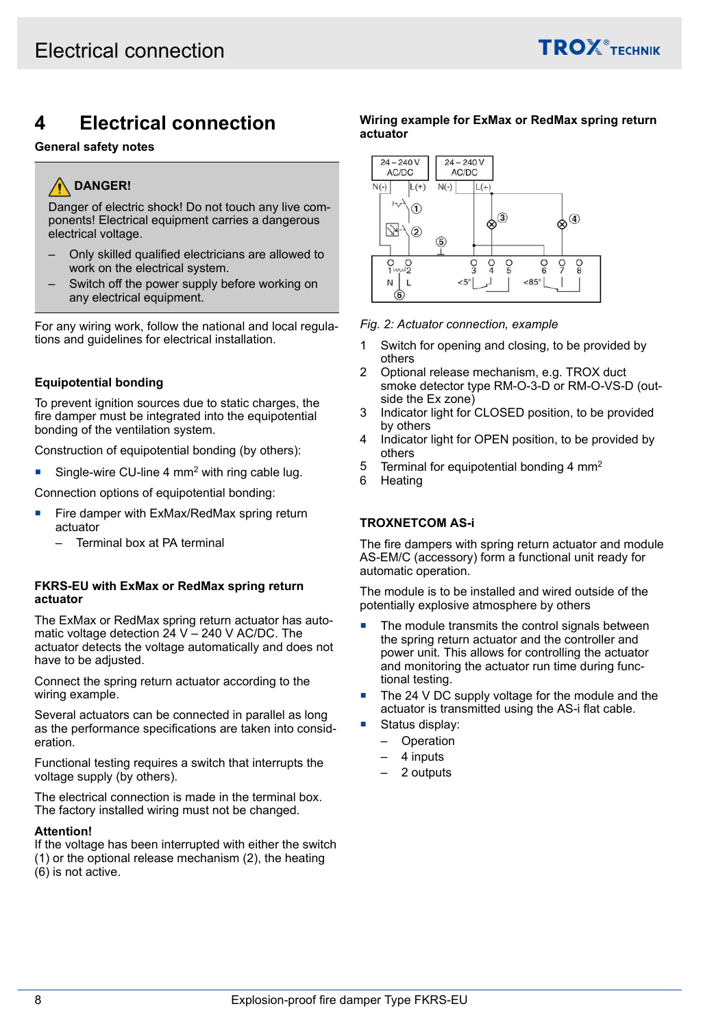# 4 Electrical connection

**General safety notes**

> **DANGER!**
>
> Danger of electric shock! Do not touch any live components! Electrical equipment carries a dangerous electrical voltage.
>
> – Only skilled qualified electricians are allowed to work on the electrical system.
> – Switch off the power supply before working on any electrical equipment.

For any wiring work, follow the national and local regulations and guidelines for electrical installation.

### Equipotential bonding

To prevent ignition sources due to static charges, the fire damper must be integrated into the equipotential bonding of the ventilation system.

Construction of equipotential bonding (by others):

- Single-wire CU-line 4 mm² with ring cable lug.

Connection options of equipotential bonding:

- Fire damper with ExMax/RedMax spring return actuator
  – Terminal box at PA terminal

### FKRS-EU with ExMax or RedMax spring return actuator

The ExMax or RedMax spring return actuator has automatic voltage detection 24 V – 240 V AC/DC. The actuator detects the voltage automatically and does not have to be adjusted.

Connect the spring return actuator according to the wiring example.

Several actuators can be connected in parallel as long as the performance specifications are taken into consideration.

Functional testing requires a switch that interrupts the voltage supply (by others).

The electrical connection is made in the terminal box. The factory installed wiring must not be changed.

**Attention!**
If the voltage has been interrupted with either the switch (1) or the optional release mechanism (2), the heating (6) is not active.

### Wiring example for ExMax or RedMax spring return actuator

*Fig. 2: Actuator connection, example*

1. Switch for opening and closing, to be provided by others
2. Optional release mechanism, e.g. TROX duct smoke detector type RM-O-3-D or RM-O-VS-D (outside the Ex zone)
3. Indicator light for CLOSED position, to be provided by others
4. Indicator light for OPEN position, to be provided by others
5. Terminal for equipotential bonding 4 mm²
6. Heating

### TROXNETCOM AS-i

The fire dampers with spring return actuator and module AS-EM/C (accessory) form a functional unit ready for automatic operation.

The module is to be installed and wired outside of the potentially explosive atmosphere by others

- The module transmits the control signals between the spring return actuator and the controller and power unit. This allows for controlling the actuator and monitoring the actuator run time during functional testing.
- The 24 V DC supply voltage for the module and the actuator is transmitted using the AS-i flat cable.
- Status display:
  – Operation
  – 4 inputs
  – 2 outputs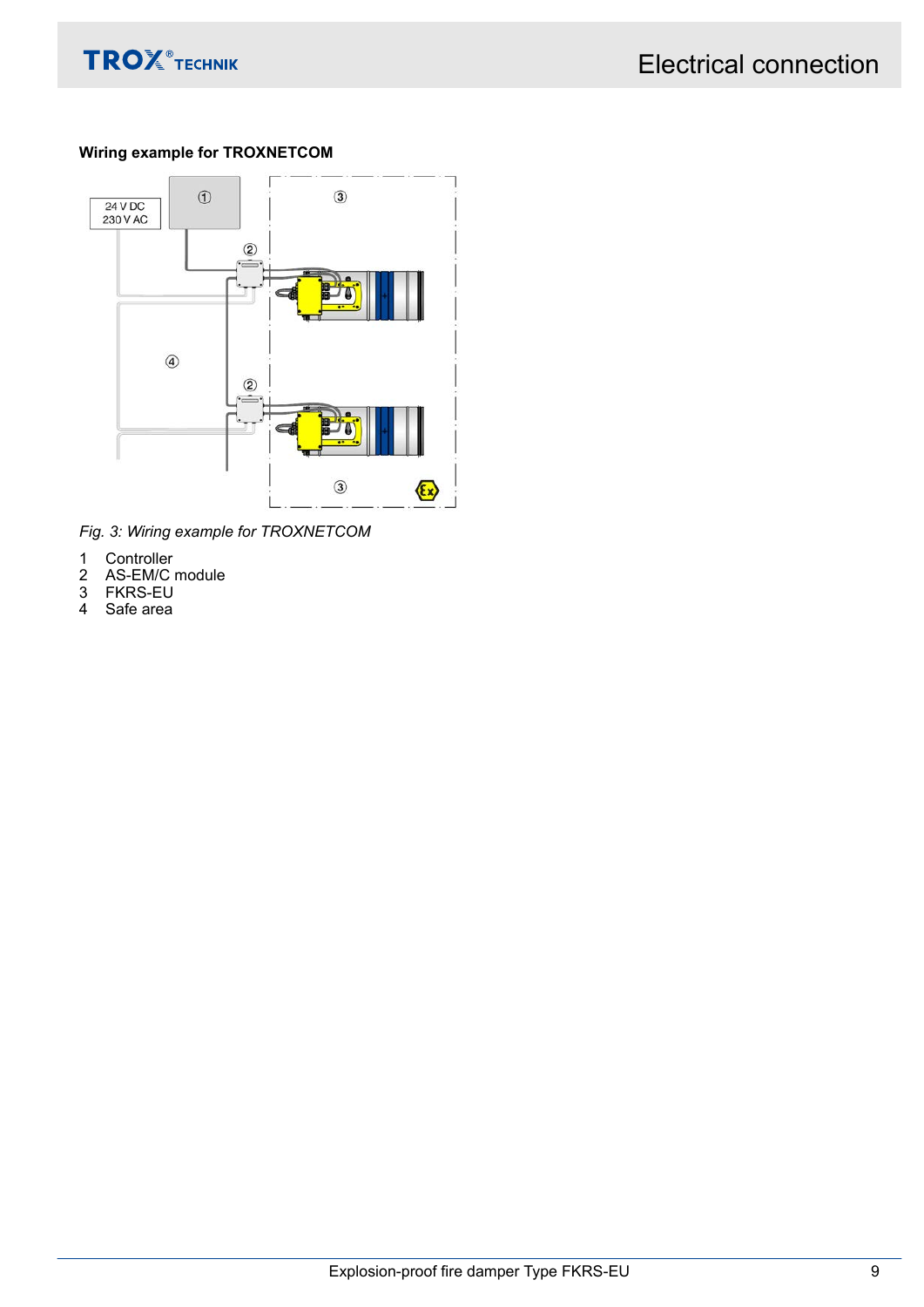**Wiring example for TROXNETCOM**

*Fig. 3: Wiring example for TROXNETCOM*

1 Controller
2 AS-EM/C module
3 FKRS-EU
4 Safe area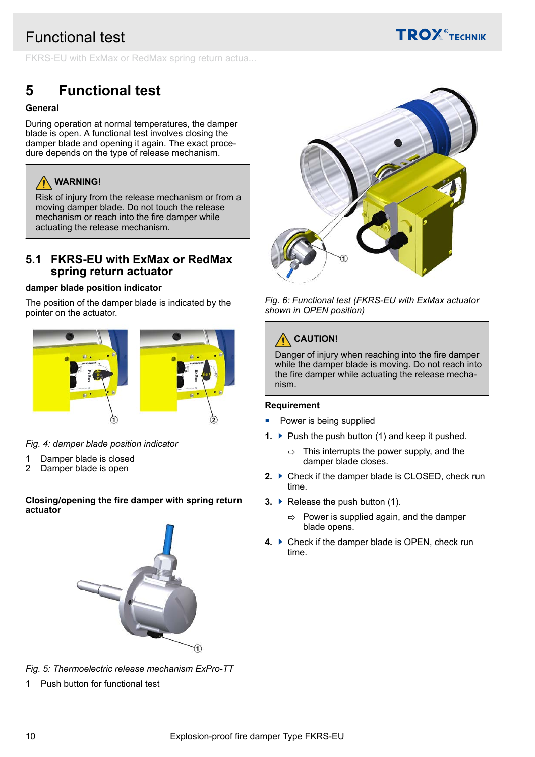# 5 Functional test

**General**

During operation at normal temperatures, the damper blade is open. A functional test involves closing the damper blade and opening it again. The exact procedure depends on the type of release mechanism.

> ⚠ **WARNING!**
>
> Risk of injury from the release mechanism or from a moving damper blade. Do not touch the release mechanism or reach into the fire damper while actuating the release mechanism.

## 5.1 FKRS-EU with ExMax or RedMax spring return actuator

**damper blade position indicator**

The position of the damper blade is indicated by the pointer on the actuator.

*Fig. 4: damper blade position indicator*

1 Damper blade is closed
2 Damper blade is open

**Closing/opening the fire damper with spring return actuator**

*Fig. 5: Thermoelectric release mechanism ExPro-TT*

1 Push button for functional test

*Fig. 6: Functional test (FKRS-EU with ExMax actuator shown in OPEN position)*

> ⚠ **CAUTION!**
>
> Danger of injury when reaching into the fire damper while the damper blade is moving. Do not reach into the fire damper while actuating the release mechanism.

**Requirement**

- Power is being supplied

1. Push the push button (1) and keep it pushed.
   ⇨ This interrupts the power supply, and the damper blade closes.
2. Check if the damper blade is CLOSED, check run time.
3. Release the push button (1).
   ⇨ Power is supplied again, and the damper blade opens.
4. Check if the damper blade is OPEN, check run time.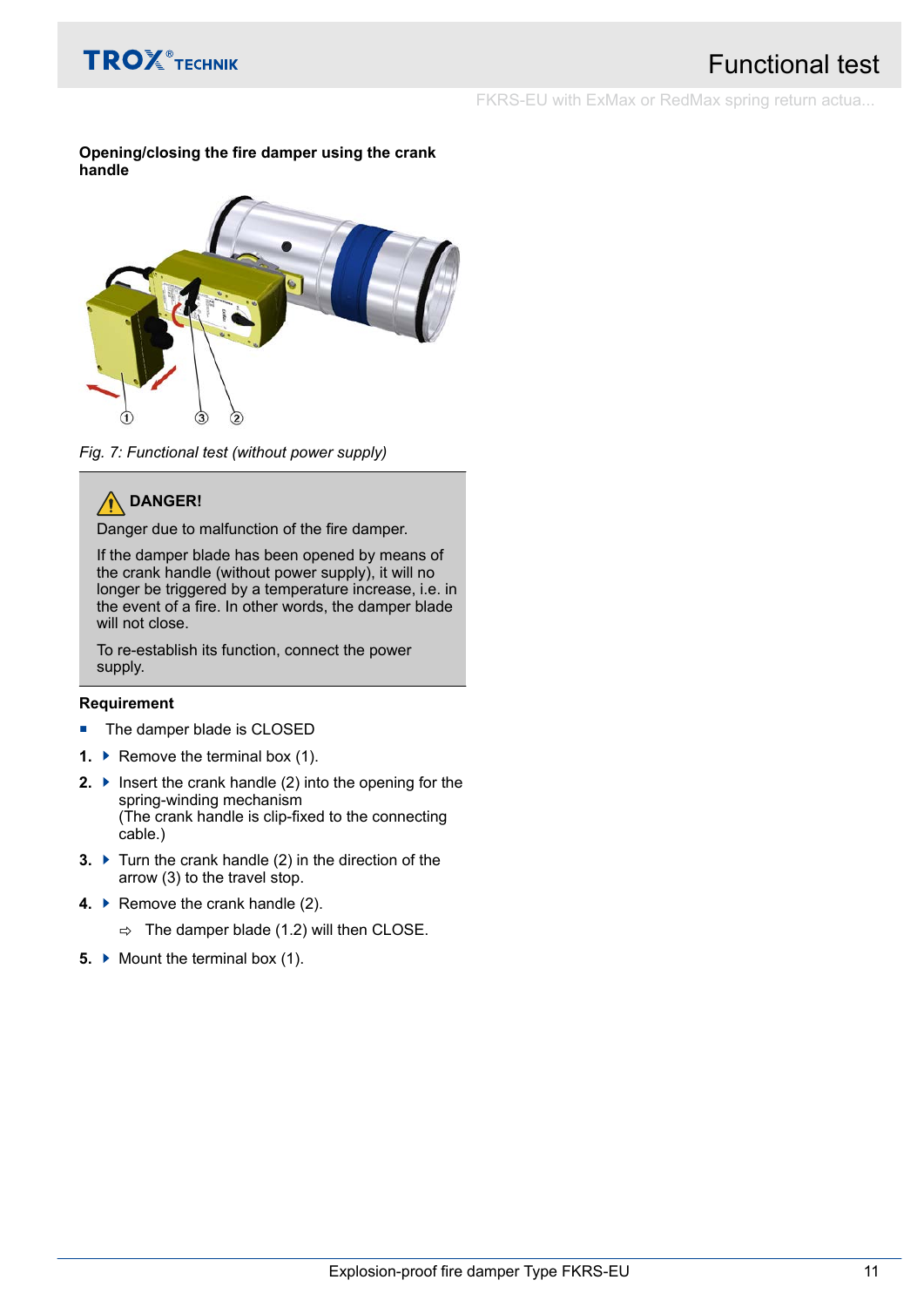### Opening/closing the fire damper using the crank handle

① ③ ②

*Fig. 7: Functional test (without power supply)*

> **DANGER!**
>
> Danger due to malfunction of the fire damper.
>
> If the damper blade has been opened by means of the crank handle (without power supply), it will no longer be triggered by a temperature increase, i.e. in the event of a fire. In other words, the damper blade will not close.
>
> To re-establish its function, connect the power supply.

**Requirement**

- The damper blade is CLOSED

1. Remove the terminal box (1).
2. Insert the crank handle (2) into the opening for the spring-winding mechanism
   (The crank handle is clip-fixed to the connecting cable.)
3. Turn the crank handle (2) in the direction of the arrow (3) to the travel stop.
4. Remove the crank handle (2).
   ⇨ The damper blade (1.2) will then CLOSE.
5. Mount the terminal box (1).